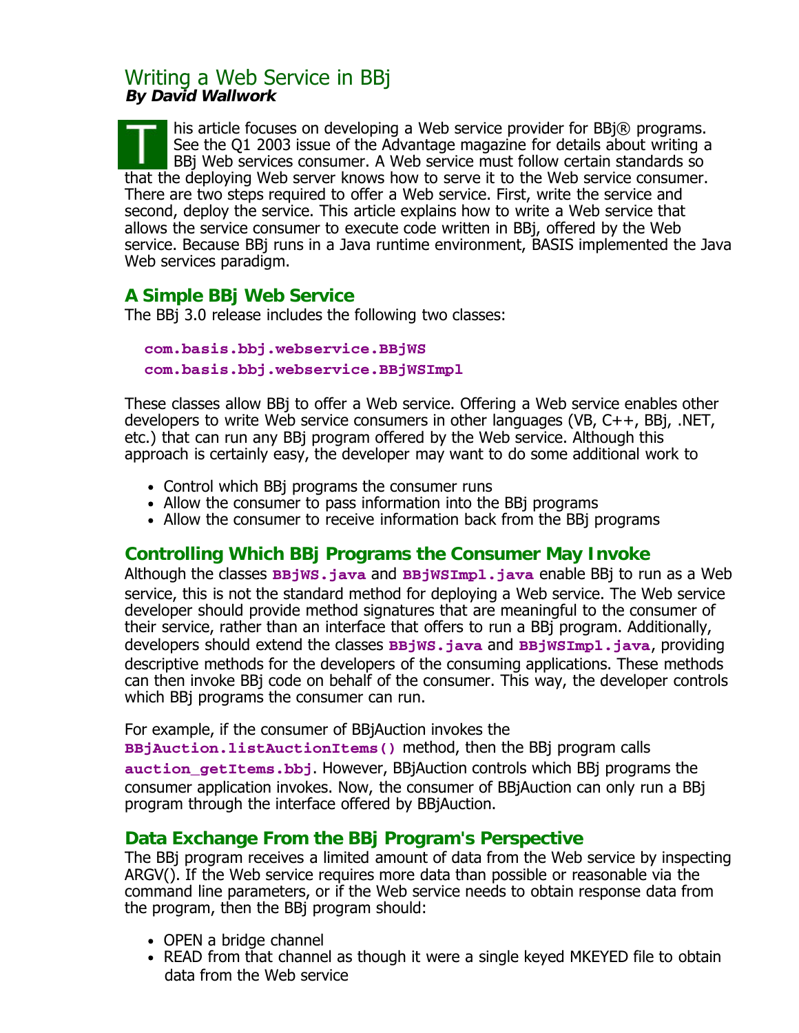# Writing a Web Service in BBj

***By David Wallwork***

This article focuses on developing a Web service provider for BBj® programs. See the Q1 2003 issue of the Advantage magazine for details about writing a BBj Web services consumer. A Web service must follow certain standards so that the deploying Web server knows how to serve it to the Web service consumer. There are two steps required to offer a Web service. First, write the service and second, deploy the service. This article explains how to write a Web service that allows the service consumer to execute code written in BBj, offered by the Web service. Because BBj runs in a Java runtime environment, BASIS implemented the Java Web services paradigm.

## A Simple BBj Web Service

The BBj 3.0 release includes the following two classes:

```
com.basis.bbj.webservice.BBjWS
com.basis.bbj.webservice.BBjWSImpl
```

These classes allow BBj to offer a Web service. Offering a Web service enables other developers to write Web service consumers in other languages (VB, C++, BBj, .NET, etc.) that can run any BBj program offered by the Web service. Although this approach is certainly easy, the developer may want to do some additional work to

- Control which BBj programs the consumer runs
- Allow the consumer to pass information into the BBj programs
- Allow the consumer to receive information back from the BBj programs

## Controlling Which BBj Programs the Consumer May Invoke

Although the classes `BBjWS.java` and `BBjWSImpl.java` enable BBj to run as a Web service, this is not the standard method for deploying a Web service. The Web service developer should provide method signatures that are meaningful to the consumer of their service, rather than an interface that offers to run a BBj program. Additionally, developers should extend the classes `BBjWS.java` and `BBjWSImpl.java`, providing descriptive methods for the developers of the consuming applications. These methods can then invoke BBj code on behalf of the consumer. This way, the developer controls which BBj programs the consumer can run.

For example, if the consumer of BBjAuction invokes the `BBjAuction.listAuctionItems()` method, then the BBj program calls `auction_getItems.bbj`. However, BBjAuction controls which BBj programs the consumer application invokes. Now, the consumer of BBjAuction can only run a BBj program through the interface offered by BBjAuction.

## Data Exchange From the BBj Program's Perspective

The BBj program receives a limited amount of data from the Web service by inspecting ARGV(). If the Web service requires more data than possible or reasonable via the command line parameters, or if the Web service needs to obtain response data from the program, then the BBj program should:

- OPEN a bridge channel
- READ from that channel as though it were a single keyed MKEYED file to obtain data from the Web service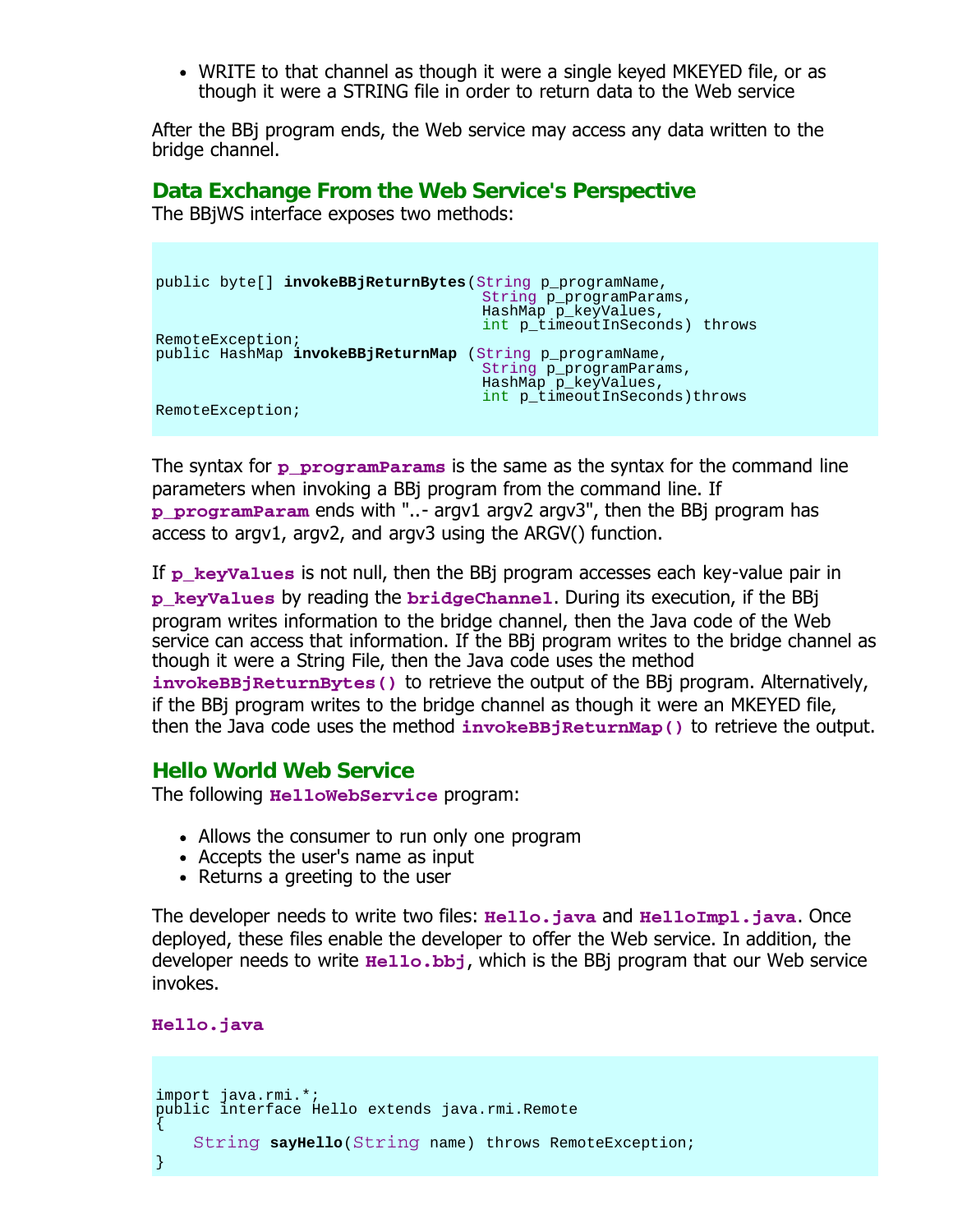- WRITE to that channel as though it were a single keyed MKEYED file, or as though it were a STRING file in order to return data to the Web service

After the BBj program ends, the Web service may access any data written to the bridge channel.

## Data Exchange From the Web Service's Perspective

The BBjWS interface exposes two methods:

```
public byte[] invokeBBjReturnBytes(String p_programName,
                                   String p_programParams,
                                   HashMap p_keyValues,
                                   int p_timeoutInSeconds) throws
RemoteException;
public HashMap invokeBBjReturnMap (String p_programName,
                                   String p_programParams,
                                   HashMap p_keyValues,
                                   int p_timeoutInSeconds)throws
RemoteException;
```

The syntax for **`p_programParams`** is the same as the syntax for the command line parameters when invoking a BBj program from the command line. If **`p_programParam`** ends with "..- argv1 argv2 argv3", then the BBj program has access to argv1, argv2, and argv3 using the ARGV() function.

If **`p_keyValues`** is not null, then the BBj program accesses each key-value pair in **`p_keyValues`** by reading the **`bridgeChannel`**. During its execution, if the BBj program writes information to the bridge channel, then the Java code of the Web service can access that information. If the BBj program writes to the bridge channel as though it were a String File, then the Java code uses the method **`invokeBBjReturnBytes()`** to retrieve the output of the BBj program. Alternatively, if the BBj program writes to the bridge channel as though it were an MKEYED file, then the Java code uses the method **`invokeBBjReturnMap()`** to retrieve the output.

## Hello World Web Service

The following **`HelloWebService`** program:

- Allows the consumer to run only one program
- Accepts the user's name as input
- Returns a greeting to the user

The developer needs to write two files: **`Hello.java`** and **`HelloImpl.java`**. Once deployed, these files enable the developer to offer the Web service. In addition, the developer needs to write **`Hello.bbj`**, which is the BBj program that our Web service invokes.

**`Hello.java`**

```
import java.rmi.*;
public interface Hello extends java.rmi.Remote
{
    String sayHello(String name) throws RemoteException;
}
```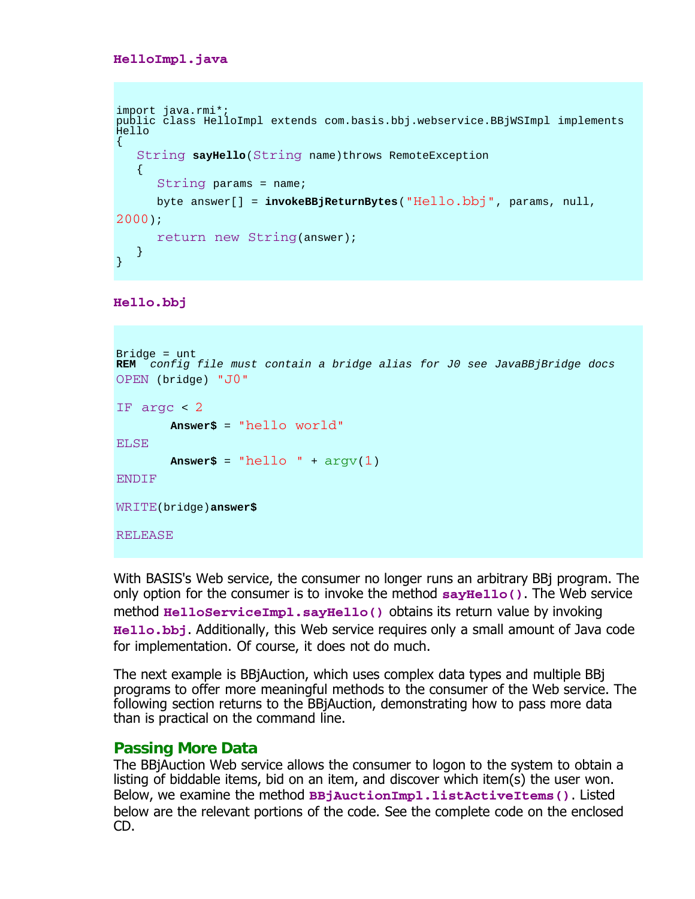**HelloImpl.java**

```
import java.rmi*;
public class HelloImpl extends com.basis.bbj.webservice.BBjWSImpl implements
Hello
{
   String sayHello(String name)throws RemoteException
   {
      String params = name;
      byte answer[] = invokeBBjReturnBytes("Hello.bbj", params, null,
2000);
      return new String(answer);
   }
}
```

**Hello.bbj**

```
Bridge = unt
REM  config file must contain a bridge alias for J0 see JavaBBjBridge docs
OPEN (bridge) "J0"

IF argc < 2
       Answer$ = "hello world"
ELSE
       Answer$ = "hello " + argv(1)
ENDIF

WRITE(bridge)answer$

RELEASE
```

With BASIS's Web service, the consumer no longer runs an arbitrary BBj program. The only option for the consumer is to invoke the method **`sayHello()`**. The Web service method **`HelloServiceImpl.sayHello()`** obtains its return value by invoking **`Hello.bbj`**. Additionally, this Web service requires only a small amount of Java code for implementation. Of course, it does not do much.

The next example is BBjAuction, which uses complex data types and multiple BBj programs to offer more meaningful methods to the consumer of the Web service. The following section returns to the BBjAuction, demonstrating how to pass more data than is practical on the command line.

## Passing More Data

The BBjAuction Web service allows the consumer to logon to the system to obtain a listing of biddable items, bid on an item, and discover which item(s) the user won. Below, we examine the method **`BBjAuctionImpl.listActiveItems()`**. Listed below are the relevant portions of the code. See the complete code on the enclosed CD.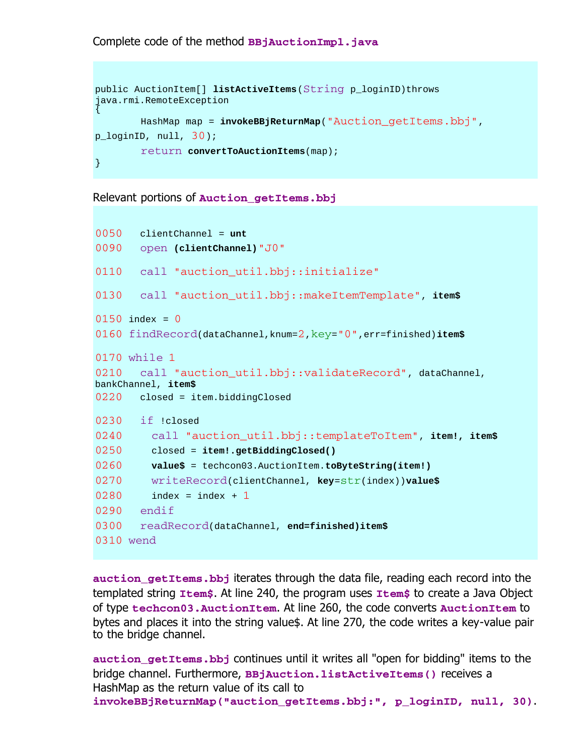Complete code of the method **BBjAuctionImpl.java**

```
public AuctionItem[] listActiveItems(String p_loginID)throws
java.rmi.RemoteException
{
        HashMap map = invokeBBjReturnMap("Auction_getItems.bbj",
p_loginID, null, 30);
        return convertToAuctionItems(map);
}
```

Relevant portions of **Auction_getItems.bbj**

```
0050   clientChannel = unt
0090   open (clientChannel)"J0"

0110   call "auction_util.bbj::initialize"

0130   call "auction_util.bbj::makeItemTemplate", item$

0150 index = 0
0160 findRecord(dataChannel,knum=2,key="0",err=finished)item$

0170 while 1
0210   call "auction_util.bbj::validateRecord", dataChannel,
bankChannel, item$
0220   closed = item.biddingClosed

0230   if !closed
0240     call "auction_util.bbj::templateToItem", item!, item$
0250     closed = item!.getBiddingClosed()
0260     value$ = techcon03.AuctionItem.toByteString(item!)
0270     writeRecord(clientChannel, key=str(index))value$
0280     index = index + 1
0290   endif
0300   readRecord(dataChannel, end=finished)item$
0310 wend
```

**auction_getItems.bbj** iterates through the data file, reading each record into the templated string **Item$**. At line 240, the program uses **Item$** to create a Java Object of type **techcon03.AuctionItem**. At line 260, the code converts **AuctionItem** to bytes and places it into the string value$. At line 270, the code writes a key-value pair to the bridge channel.

**auction_getItems.bbj** continues until it writes all "open for bidding" items to the bridge channel. Furthermore, **BBjAuction.listActiveItems()** receives a HashMap as the return value of its call to **invokeBBjReturnMap("auction_getItems.bbj:", p_loginID, null, 30)**.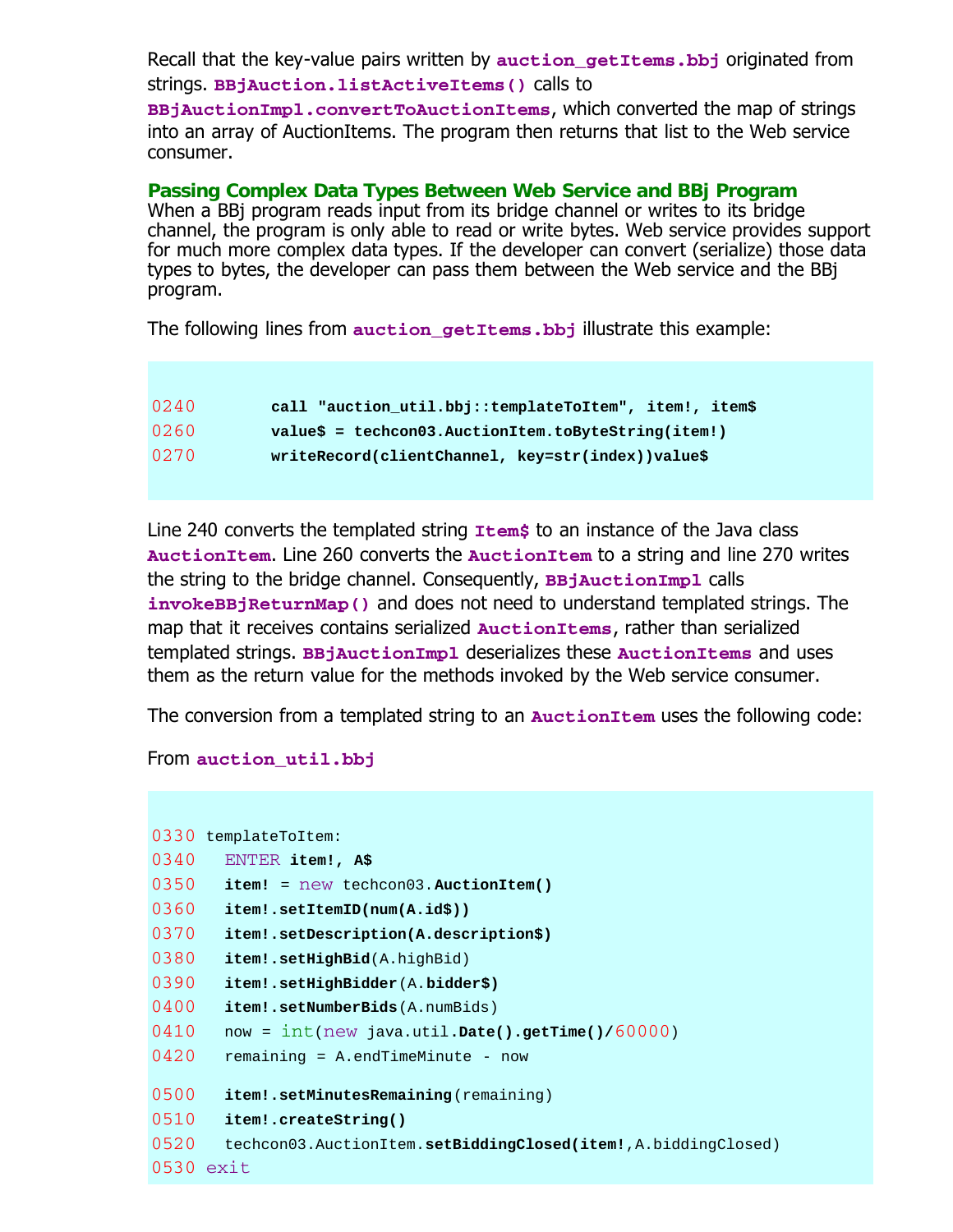Recall that the key-value pairs written by **auction_getItems.bbj** originated from strings. **BBjAuction.listActiveItems()** calls to **BBjAuctionImpl.convertToAuctionItems**, which converted the map of strings into an array of AuctionItems. The program then returns that list to the Web service consumer.

## Passing Complex Data Types Between Web Service and BBj Program

When a BBj program reads input from its bridge channel or writes to its bridge channel, the program is only able to read or write bytes. Web service provides support for much more complex data types. If the developer can convert (serialize) those data types to bytes, the developer can pass them between the Web service and the BBj program.

The following lines from **auction_getItems.bbj** illustrate this example:

```
0240        call "auction_util.bbj::templateToItem", item!, item$
0260        value$ = techcon03.AuctionItem.toByteString(item!)
0270        writeRecord(clientChannel, key=str(index))value$
```

Line 240 converts the templated string **Item$** to an instance of the Java class **AuctionItem**. Line 260 converts the **AuctionItem** to a string and line 270 writes the string to the bridge channel. Consequently, **BBjAuctionImpl** calls **invokeBBjReturnMap()** and does not need to understand templated strings. The map that it receives contains serialized **AuctionItems**, rather than serialized templated strings. **BBjAuctionImpl** deserializes these **AuctionItems** and uses them as the return value for the methods invoked by the Web service consumer.

The conversion from a templated string to an **AuctionItem** uses the following code:

From **auction_util.bbj**

```
0330 templateToItem:
0340   ENTER item!, A$
0350   item! = new techcon03.AuctionItem()
0360   item!.setItemID(num(A.id$))
0370   item!.setDescription(A.description$)
0380   item!.setHighBid(A.highBid)
0390   item!.setHighBidder(A.bidder$)
0400   item!.setNumberBids(A.numBids)
0410   now = int(new java.util.Date().getTime()/60000)
0420   remaining = A.endTimeMinute - now

0500   item!.setMinutesRemaining(remaining)
0510   item!.createString()
0520   techcon03.AuctionItem.setBiddingClosed(item!,A.biddingClosed)
0530 exit
```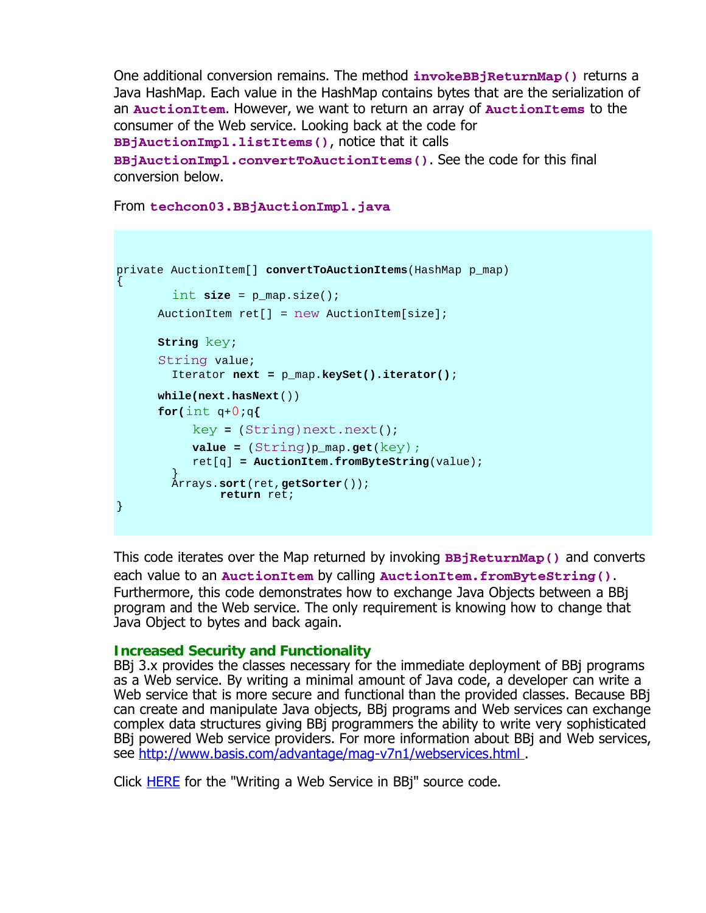One additional conversion remains. The method **invokeBBjReturnMap()** returns a Java HashMap. Each value in the HashMap contains bytes that are the serialization of an **AuctionItem**. However, we want to return an array of **AuctionItems** to the consumer of the Web service. Looking back at the code for **BBjAuctionImpl.listItems()**, notice that it calls **BBjAuctionImpl.convertToAuctionItems()**. See the code for this final conversion below.

From **techcon03.BBjAuctionImpl.java**

```
private AuctionItem[] convertToAuctionItems(HashMap p_map)
{
        int size = p_map.size();
      AuctionItem ret[] = new AuctionItem[size];

      String key;
      String value;
        Iterator next = p_map.keySet().iterator();
      while(next.hasNext())
      for(int q+0;q{
           key = (String)next.next();
           value = (String)p_map.get(key);
           ret[q] = AuctionItem.fromByteString(value);
        }
        Arrays.sort(ret,getSorter());
               return ret;
}
```

This code iterates over the Map returned by invoking **BBjReturnMap()** and converts each value to an **AuctionItem** by calling **AuctionItem.fromByteString()**. Furthermore, this code demonstrates how to exchange Java Objects between a BBj program and the Web service. The only requirement is knowing how to change that Java Object to bytes and back again.

### Increased Security and Functionality

BBj 3.x provides the classes necessary for the immediate deployment of BBj programs as a Web service. By writing a minimal amount of Java code, a developer can write a Web service that is more secure and functional than the provided classes. Because BBj can create and manipulate Java objects, BBj programs and Web services can exchange complex data structures giving BBj programmers the ability to write very sophisticated BBj powered Web service providers. For more information about BBj and Web services, see http://www.basis.com/advantage/mag-v7n1/webservices.html .

Click HERE for the "Writing a Web Service in BBj" source code.